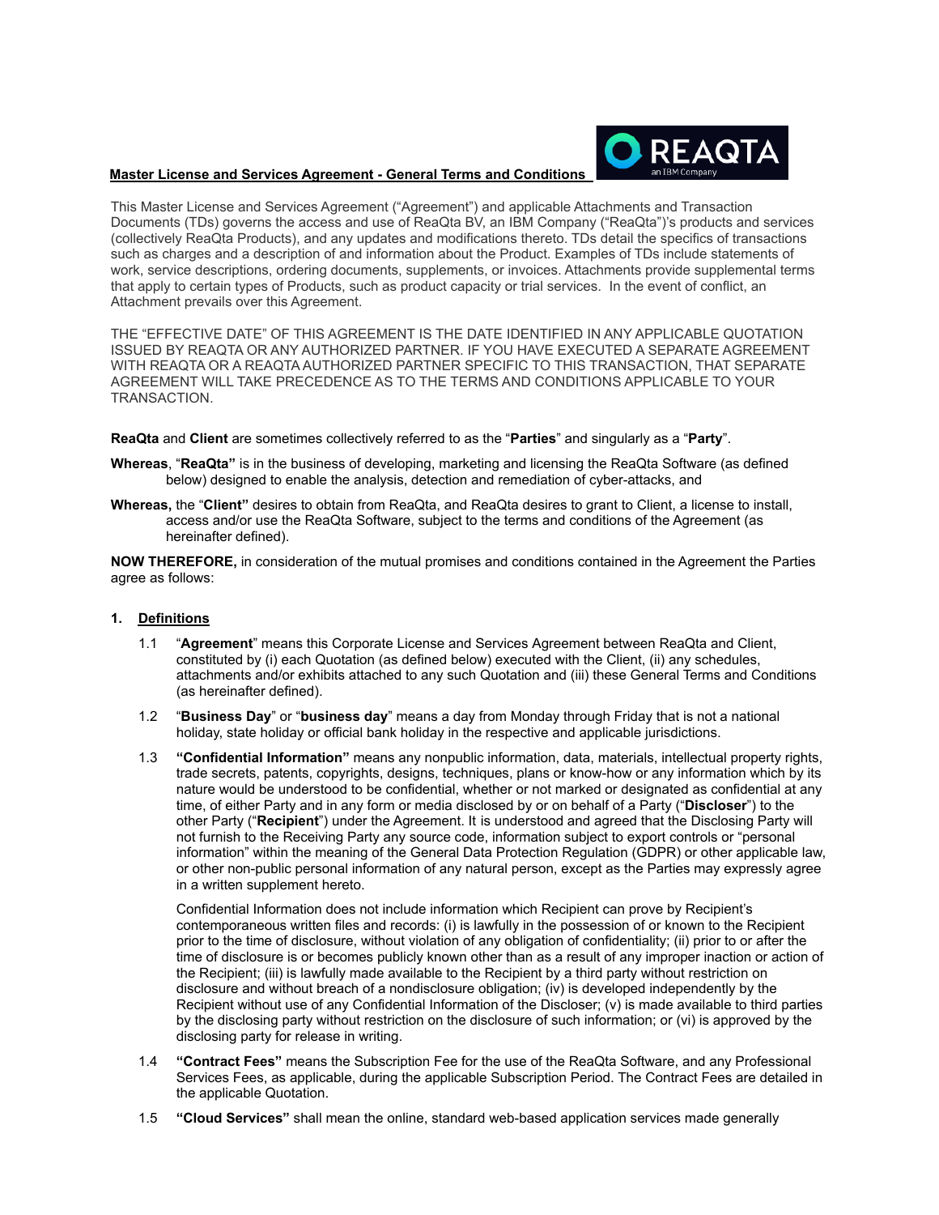**Master License and Services Agreement - General Terms and Conditions**

This Master License and Services Agreement ("Agreement") and applicable Attachments and Transaction Documents (TDs) governs the access and use of ReaQta BV, an IBM Company ("ReaQta")'s products and services (collectively ReaQta Products), and any updates and modifications thereto. TDs detail the specifics of transactions such as charges and a description of and information about the Product. Examples of TDs include statements of work, service descriptions, ordering documents, supplements, or invoices. Attachments provide supplemental terms that apply to certain types of Products, such as product capacity or trial services. In the event of conflict, an Attachment prevails over this Agreement.

THE "EFFECTIVE DATE" OF THIS AGREEMENT IS THE DATE IDENTIFIED IN ANY APPLICABLE QUOTATION ISSUED BY REAQTA OR ANY AUTHORIZED PARTNER. IF YOU HAVE EXECUTED A SEPARATE AGREEMENT WITH REAQTA OR A REAQTA AUTHORIZED PARTNER SPECIFIC TO THIS TRANSACTION, THAT SEPARATE AGREEMENT WILL TAKE PRECEDENCE AS TO THE TERMS AND CONDITIONS APPLICABLE TO YOUR TRANSACTION.

**ReaQta** and **Client** are sometimes collectively referred to as the "**Parties**" and singularly as a "**Party**".

**Whereas**, "**ReaQta"** is in the business of developing, marketing and licensing the ReaQta Software (as defined below) designed to enable the analysis, detection and remediation of cyber-attacks, and

**Whereas,** the "**Client"** desires to obtain from ReaQta, and ReaQta desires to grant to Client, a license to install, access and/or use the ReaQta Software, subject to the terms and conditions of the Agreement (as hereinafter defined).

**NOW THEREFORE,** in consideration of the mutual promises and conditions contained in the Agreement the Parties agree as follows:

## 1. Definitions

1.1 "**Agreement**" means this Corporate License and Services Agreement between ReaQta and Client, constituted by (i) each Quotation (as defined below) executed with the Client, (ii) any schedules, attachments and/or exhibits attached to any such Quotation and (iii) these General Terms and Conditions (as hereinafter defined).

1.2 "**Business Day**" or "**business day**" means a day from Monday through Friday that is not a national holiday, state holiday or official bank holiday in the respective and applicable jurisdictions.

1.3 **"Confidential Information"** means any nonpublic information, data, materials, intellectual property rights, trade secrets, patents, copyrights, designs, techniques, plans or know-how or any information which by its nature would be understood to be confidential, whether or not marked or designated as confidential at any time, of either Party and in any form or media disclosed by or on behalf of a Party ("**Discloser**") to the other Party ("**Recipient**") under the Agreement. It is understood and agreed that the Disclosing Party will not furnish to the Receiving Party any source code, information subject to export controls or "personal information" within the meaning of the General Data Protection Regulation (GDPR) or other applicable law, or other non-public personal information of any natural person, except as the Parties may expressly agree in a written supplement hereto.

Confidential Information does not include information which Recipient can prove by Recipient's contemporaneous written files and records: (i) is lawfully in the possession of or known to the Recipient prior to the time of disclosure, without violation of any obligation of confidentiality; (ii) prior to or after the time of disclosure is or becomes publicly known other than as a result of any improper inaction or action of the Recipient; (iii) is lawfully made available to the Recipient by a third party without restriction on disclosure and without breach of a nondisclosure obligation; (iv) is developed independently by the Recipient without use of any Confidential Information of the Discloser; (v) is made available to third parties by the disclosing party without restriction on the disclosure of such information; or (vi) is approved by the disclosing party for release in writing.

1.4 **"Contract Fees"** means the Subscription Fee for the use of the ReaQta Software, and any Professional Services Fees, as applicable, during the applicable Subscription Period. The Contract Fees are detailed in the applicable Quotation.

1.5 **"Cloud Services"** shall mean the online, standard web-based application services made generally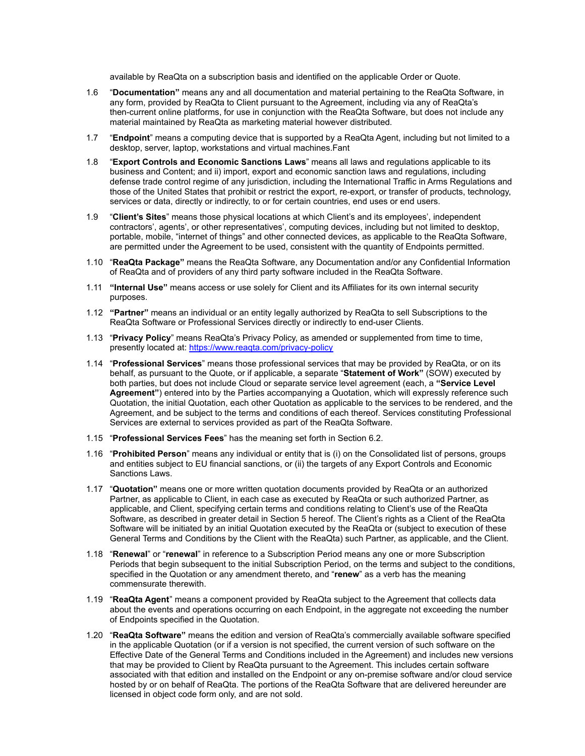available by ReaQta on a subscription basis and identified on the applicable Order or Quote.

1.6 “**Documentation”** means any and all documentation and material pertaining to the ReaQta Software, in any form, provided by ReaQta to Client pursuant to the Agreement, including via any of ReaQta’s then-current online platforms, for use in conjunction with the ReaQta Software, but does not include any material maintained by ReaQta as marketing material however distributed.

1.7 “**Endpoint**” means a computing device that is supported by a ReaQta Agent, including but not limited to a desktop, server, laptop, workstations and virtual machines.Fant

1.8 “**Export Controls and Economic Sanctions Laws**” means all laws and regulations applicable to its business and Content; and ii) import, export and economic sanction laws and regulations, including defense trade control regime of any jurisdiction, including the International Traffic in Arms Regulations and those of the United States that prohibit or restrict the export, re-export, or transfer of products, technology, services or data, directly or indirectly, to or for certain countries, end uses or end users.

1.9 “**Client’s Sites**” means those physical locations at which Client’s and its employees’, independent contractors’, agents’, or other representatives’, computing devices, including but not limited to desktop, portable, mobile, “internet of things” and other connected devices, as applicable to the ReaQta Software, are permitted under the Agreement to be used, consistent with the quantity of Endpoints permitted.

1.10 “**ReaQta Package”** means the ReaQta Software, any Documentation and/or any Confidential Information of ReaQta and of providers of any third party software included in the ReaQta Software.

1.11 **“Internal Use”** means access or use solely for Client and its Affiliates for its own internal security purposes.

1.12 **“Partner”** means an individual or an entity legally authorized by ReaQta to sell Subscriptions to the ReaQta Software or Professional Services directly or indirectly to end-user Clients.

1.13 “**Privacy Policy**” means ReaQta’s Privacy Policy, as amended or supplemented from time to time, presently located at: [https://www.reaqta.com/privacy-policy](https://www.reaqta.com/privacy-policy)

1.14 “**Professional Services**” means those professional services that may be provided by ReaQta, or on its behalf, as pursuant to the Quote, or if applicable, a separate “**Statement of Work”** (SOW) executed by both parties, but does not include Cloud or separate service level agreement (each, a **“Service Level Agreement”**) entered into by the Parties accompanying a Quotation, which will expressly reference such Quotation, the initial Quotation, each other Quotation as applicable to the services to be rendered, and the Agreement, and be subject to the terms and conditions of each thereof. Services constituting Professional Services are external to services provided as part of the ReaQta Software.

1.15 “**Professional Services Fees**” has the meaning set forth in Section 6.2.

1.16 “**Prohibited Person**” means any individual or entity that is (i) on the Consolidated list of persons, groups and entities subject to EU financial sanctions, or (ii) the targets of any Export Controls and Economic Sanctions Laws.

1.17 “**Quotation”** means one or more written quotation documents provided by ReaQta or an authorized Partner, as applicable to Client, in each case as executed by ReaQta or such authorized Partner, as applicable, and Client, specifying certain terms and conditions relating to Client’s use of the ReaQta Software, as described in greater detail in Section 5 hereof. The Client’s rights as a Client of the ReaQta Software will be initiated by an initial Quotation executed by the ReaQta or (subject to execution of these General Terms and Conditions by the Client with the ReaQta) such Partner, as applicable, and the Client.

1.18 “**Renewal**” or “**renewal**” in reference to a Subscription Period means any one or more Subscription Periods that begin subsequent to the initial Subscription Period, on the terms and subject to the conditions, specified in the Quotation or any amendment thereto, and “**renew**” as a verb has the meaning commensurate therewith.

1.19 “**ReaQta Agent**” means a component provided by ReaQta subject to the Agreement that collects data about the events and operations occurring on each Endpoint, in the aggregate not exceeding the number of Endpoints specified in the Quotation.

1.20 “**ReaQta Software”** means the edition and version of ReaQta’s commercially available software specified in the applicable Quotation (or if a version is not specified, the current version of such software on the Effective Date of the General Terms and Conditions included in the Agreement) and includes new versions that may be provided to Client by ReaQta pursuant to the Agreement. This includes certain software associated with that edition and installed on the Endpoint or any on-premise software and/or cloud service hosted by or on behalf of ReaQta. The portions of the ReaQta Software that are delivered hereunder are licensed in object code form only, and are not sold.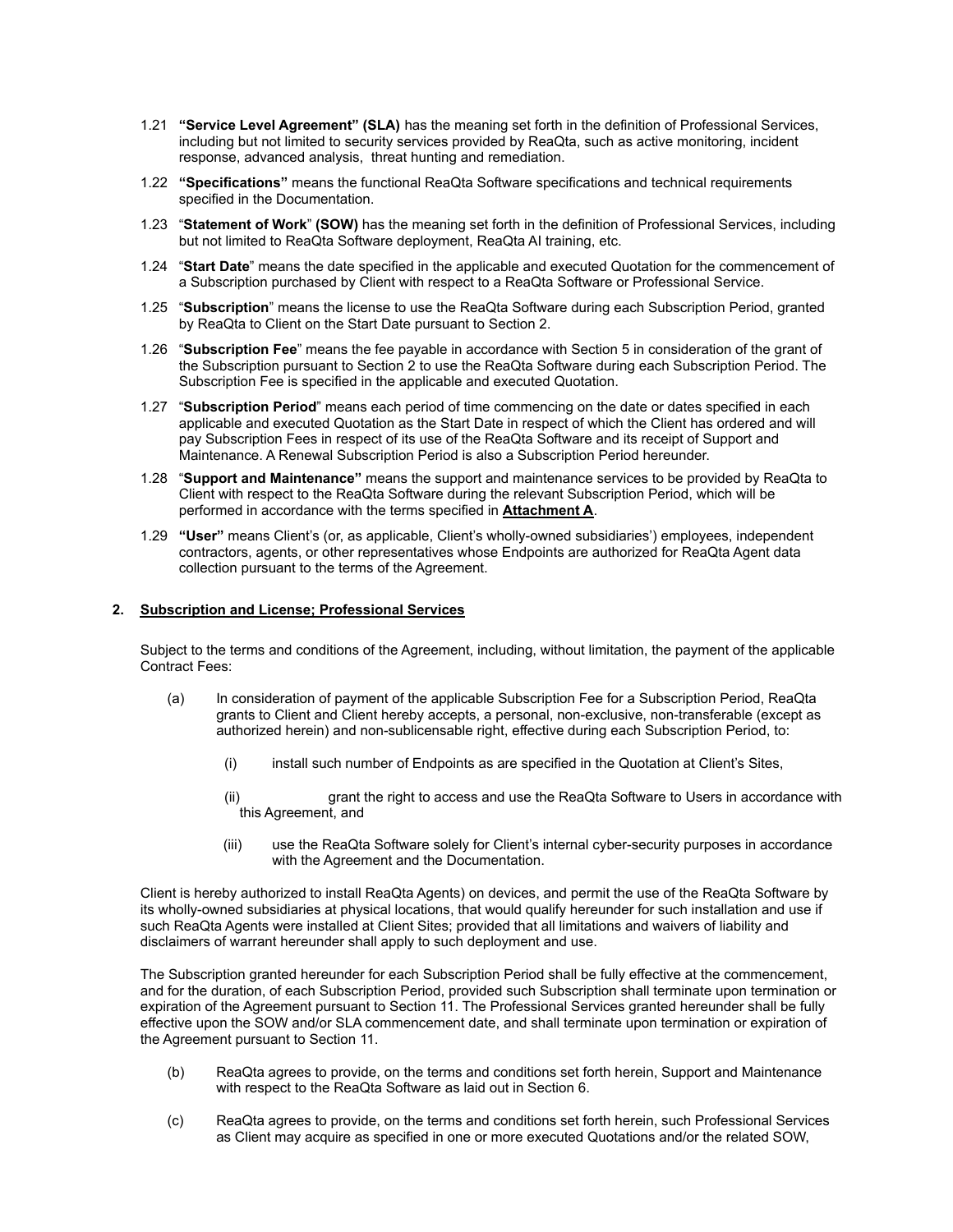1.21 **"Service Level Agreement" (SLA)** has the meaning set forth in the definition of Professional Services, including but not limited to security services provided by ReaQta, such as active monitoring, incident response, advanced analysis, threat hunting and remediation.

1.22 **"Specifications"** means the functional ReaQta Software specifications and technical requirements specified in the Documentation.

1.23 "**Statement of Work**" **(SOW)** has the meaning set forth in the definition of Professional Services, including but not limited to ReaQta Software deployment, ReaQta AI training, etc.

1.24 "**Start Date**" means the date specified in the applicable and executed Quotation for the commencement of a Subscription purchased by Client with respect to a ReaQta Software or Professional Service.

1.25 "**Subscription**" means the license to use the ReaQta Software during each Subscription Period, granted by ReaQta to Client on the Start Date pursuant to Section 2.

1.26 "**Subscription Fee**" means the fee payable in accordance with Section 5 in consideration of the grant of the Subscription pursuant to Section 2 to use the ReaQta Software during each Subscription Period. The Subscription Fee is specified in the applicable and executed Quotation.

1.27 "**Subscription Period**" means each period of time commencing on the date or dates specified in each applicable and executed Quotation as the Start Date in respect of which the Client has ordered and will pay Subscription Fees in respect of its use of the ReaQta Software and its receipt of Support and Maintenance. A Renewal Subscription Period is also a Subscription Period hereunder.

1.28 "**Support and Maintenance"** means the support and maintenance services to be provided by ReaQta to Client with respect to the ReaQta Software during the relevant Subscription Period, which will be performed in accordance with the terms specified in **Attachment A**.

1.29 **"User"** means Client's (or, as applicable, Client's wholly-owned subsidiaries') employees, independent contractors, agents, or other representatives whose Endpoints are authorized for ReaQta Agent data collection pursuant to the terms of the Agreement.

## 2. Subscription and License; Professional Services

Subject to the terms and conditions of the Agreement, including, without limitation, the payment of the applicable Contract Fees:

(a) In consideration of payment of the applicable Subscription Fee for a Subscription Period, ReaQta grants to Client and Client hereby accepts, a personal, non-exclusive, non-transferable (except as authorized herein) and non-sublicensable right, effective during each Subscription Period, to:

(i) install such number of Endpoints as are specified in the Quotation at Client's Sites,

(ii) grant the right to access and use the ReaQta Software to Users in accordance with this Agreement, and

(iii) use the ReaQta Software solely for Client's internal cyber-security purposes in accordance with the Agreement and the Documentation.

Client is hereby authorized to install ReaQta Agents) on devices, and permit the use of the ReaQta Software by its wholly-owned subsidiaries at physical locations, that would qualify hereunder for such installation and use if such ReaQta Agents were installed at Client Sites; provided that all limitations and waivers of liability and disclaimers of warrant hereunder shall apply to such deployment and use.

The Subscription granted hereunder for each Subscription Period shall be fully effective at the commencement, and for the duration, of each Subscription Period, provided such Subscription shall terminate upon termination or expiration of the Agreement pursuant to Section 11. The Professional Services granted hereunder shall be fully effective upon the SOW and/or SLA commencement date, and shall terminate upon termination or expiration of the Agreement pursuant to Section 11.

(b) ReaQta agrees to provide, on the terms and conditions set forth herein, Support and Maintenance with respect to the ReaQta Software as laid out in Section 6.

(c) ReaQta agrees to provide, on the terms and conditions set forth herein, such Professional Services as Client may acquire as specified in one or more executed Quotations and/or the related SOW,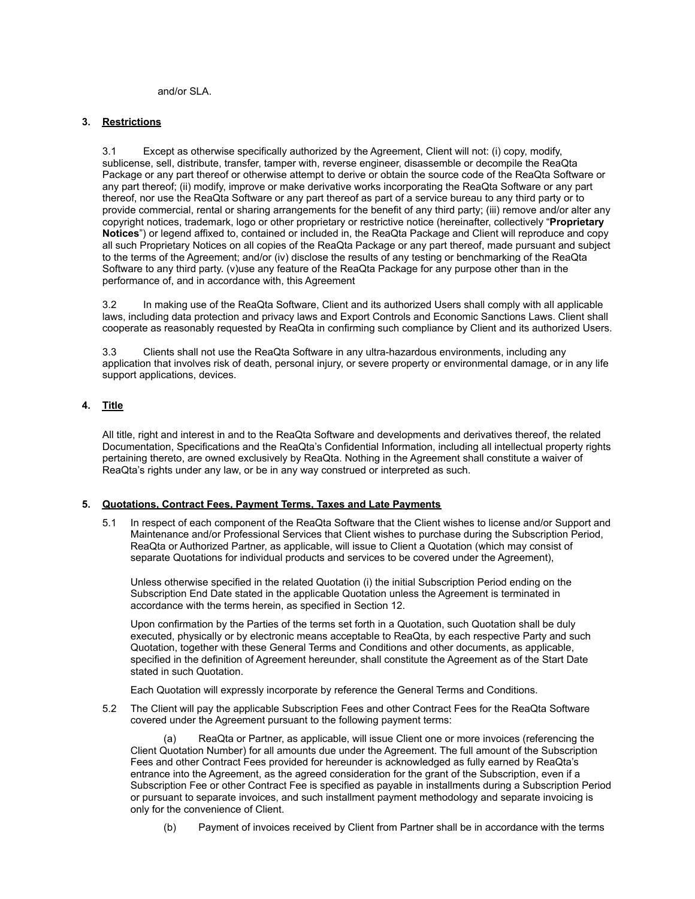and/or SLA.

**3. Restrictions**

3.1 Except as otherwise specifically authorized by the Agreement, Client will not: (i) copy, modify, sublicense, sell, distribute, transfer, tamper with, reverse engineer, disassemble or decompile the ReaQta Package or any part thereof or otherwise attempt to derive or obtain the source code of the ReaQta Software or any part thereof; (ii) modify, improve or make derivative works incorporating the ReaQta Software or any part thereof, nor use the ReaQta Software or any part thereof as part of a service bureau to any third party or to provide commercial, rental or sharing arrangements for the benefit of any third party; (iii) remove and/or alter any copyright notices, trademark, logo or other proprietary or restrictive notice (hereinafter, collectively "**Proprietary Notices**") or legend affixed to, contained or included in, the ReaQta Package and Client will reproduce and copy all such Proprietary Notices on all copies of the ReaQta Package or any part thereof, made pursuant and subject to the terms of the Agreement; and/or (iv) disclose the results of any testing or benchmarking of the ReaQta Software to any third party. (v)use any feature of the ReaQta Package for any purpose other than in the performance of, and in accordance with, this Agreement

3.2 In making use of the ReaQta Software, Client and its authorized Users shall comply with all applicable laws, including data protection and privacy laws and Export Controls and Economic Sanctions Laws. Client shall cooperate as reasonably requested by ReaQta in confirming such compliance by Client and its authorized Users.

3.3 Clients shall not use the ReaQta Software in any ultra-hazardous environments, including any application that involves risk of death, personal injury, or severe property or environmental damage, or in any life support applications, devices.

**4. Title**

All title, right and interest in and to the ReaQta Software and developments and derivatives thereof, the related Documentation, Specifications and the ReaQta's Confidential Information, including all intellectual property rights pertaining thereto, are owned exclusively by ReaQta. Nothing in the Agreement shall constitute a waiver of ReaQta's rights under any law, or be in any way construed or interpreted as such.

**5. Quotations, Contract Fees, Payment Terms, Taxes and Late Payments**

5.1 In respect of each component of the ReaQta Software that the Client wishes to license and/or Support and Maintenance and/or Professional Services that Client wishes to purchase during the Subscription Period, ReaQta or Authorized Partner, as applicable, will issue to Client a Quotation (which may consist of separate Quotations for individual products and services to be covered under the Agreement),

Unless otherwise specified in the related Quotation (i) the initial Subscription Period ending on the Subscription End Date stated in the applicable Quotation unless the Agreement is terminated in accordance with the terms herein, as specified in Section 12.

Upon confirmation by the Parties of the terms set forth in a Quotation, such Quotation shall be duly executed, physically or by electronic means acceptable to ReaQta, by each respective Party and such Quotation, together with these General Terms and Conditions and other documents, as applicable, specified in the definition of Agreement hereunder, shall constitute the Agreement as of the Start Date stated in such Quotation.

Each Quotation will expressly incorporate by reference the General Terms and Conditions.

5.2 The Client will pay the applicable Subscription Fees and other Contract Fees for the ReaQta Software covered under the Agreement pursuant to the following payment terms:

(a) ReaQta or Partner, as applicable, will issue Client one or more invoices (referencing the Client Quotation Number) for all amounts due under the Agreement. The full amount of the Subscription Fees and other Contract Fees provided for hereunder is acknowledged as fully earned by ReaQta's entrance into the Agreement, as the agreed consideration for the grant of the Subscription, even if a Subscription Fee or other Contract Fee is specified as payable in installments during a Subscription Period or pursuant to separate invoices, and such installment payment methodology and separate invoicing is only for the convenience of Client.

(b) Payment of invoices received by Client from Partner shall be in accordance with the terms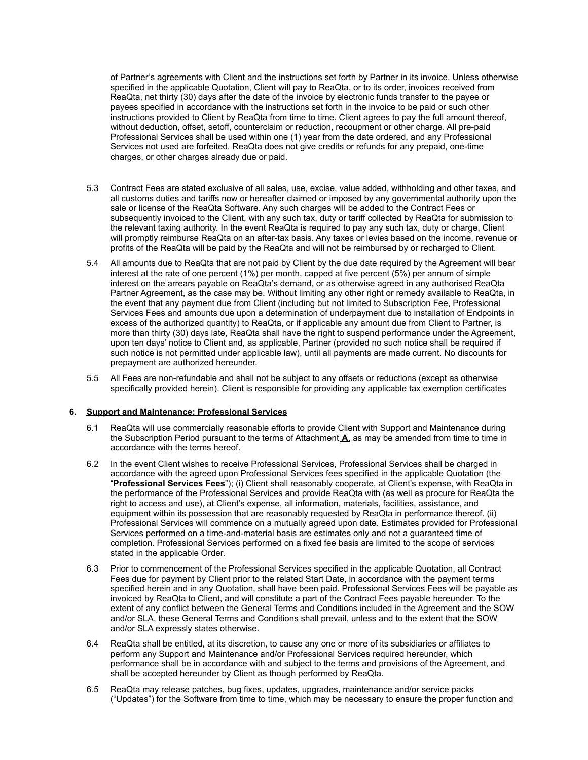of Partner's agreements with Client and the instructions set forth by Partner in its invoice. Unless otherwise specified in the applicable Quotation, Client will pay to ReaQta, or to its order, invoices received from ReaQta, net thirty (30) days after the date of the invoice by electronic funds transfer to the payee or payees specified in accordance with the instructions set forth in the invoice to be paid or such other instructions provided to Client by ReaQta from time to time. Client agrees to pay the full amount thereof, without deduction, offset, setoff, counterclaim or reduction, recoupment or other charge. All pre-paid Professional Services shall be used within one (1) year from the date ordered, and any Professional Services not used are forfeited. ReaQta does not give credits or refunds for any prepaid, one-time charges, or other charges already due or paid.

5.3 Contract Fees are stated exclusive of all sales, use, excise, value added, withholding and other taxes, and all customs duties and tariffs now or hereafter claimed or imposed by any governmental authority upon the sale or license of the ReaQta Software. Any such charges will be added to the Contract Fees or subsequently invoiced to the Client, with any such tax, duty or tariff collected by ReaQta for submission to the relevant taxing authority. In the event ReaQta is required to pay any such tax, duty or charge, Client will promptly reimburse ReaQta on an after-tax basis. Any taxes or levies based on the income, revenue or profits of the ReaQta will be paid by the ReaQta and will not be reimbursed by or recharged to Client.

5.4 All amounts due to ReaQta that are not paid by Client by the due date required by the Agreement will bear interest at the rate of one percent (1%) per month, capped at five percent (5%) per annum of simple interest on the arrears payable on ReaQta's demand, or as otherwise agreed in any authorised ReaQta Partner Agreement, as the case may be. Without limiting any other right or remedy available to ReaQta, in the event that any payment due from Client (including but not limited to Subscription Fee, Professional Services Fees and amounts due upon a determination of underpayment due to installation of Endpoints in excess of the authorized quantity) to ReaQta, or if applicable any amount due from Client to Partner, is more than thirty (30) days late, ReaQta shall have the right to suspend performance under the Agreement, upon ten days' notice to Client and, as applicable, Partner (provided no such notice shall be required if such notice is not permitted under applicable law), until all payments are made current. No discounts for prepayment are authorized hereunder.

5.5 All Fees are non-refundable and shall not be subject to any offsets or reductions (except as otherwise specifically provided herein). Client is responsible for providing any applicable tax exemption certificates

**6. <u>Support and Maintenance; Professional Services</u>**

6.1 ReaQta will use commercially reasonable efforts to provide Client with Support and Maintenance during the Subscription Period pursuant to the terms of Attachment **A**, as may be amended from time to time in accordance with the terms hereof.

6.2 In the event Client wishes to receive Professional Services, Professional Services shall be charged in accordance with the agreed upon Professional Services fees specified in the applicable Quotation (the "**Professional Services Fees**"); (i) Client shall reasonably cooperate, at Client's expense, with ReaQta in the performance of the Professional Services and provide ReaQta with (as well as procure for ReaQta the right to access and use), at Client's expense, all information, materials, facilities, assistance, and equipment within its possession that are reasonably requested by ReaQta in performance thereof. (ii) Professional Services will commence on a mutually agreed upon date. Estimates provided for Professional Services performed on a time-and-material basis are estimates only and not a guaranteed time of completion. Professional Services performed on a fixed fee basis are limited to the scope of services stated in the applicable Order.

6.3 Prior to commencement of the Professional Services specified in the applicable Quotation, all Contract Fees due for payment by Client prior to the related Start Date, in accordance with the payment terms specified herein and in any Quotation, shall have been paid. Professional Services Fees will be payable as invoiced by ReaQta to Client, and will constitute a part of the Contract Fees payable hereunder. To the extent of any conflict between the General Terms and Conditions included in the Agreement and the SOW and/or SLA, these General Terms and Conditions shall prevail, unless and to the extent that the SOW and/or SLA expressly states otherwise.

6.4 ReaQta shall be entitled, at its discretion, to cause any one or more of its subsidiaries or affiliates to perform any Support and Maintenance and/or Professional Services required hereunder, which performance shall be in accordance with and subject to the terms and provisions of the Agreement, and shall be accepted hereunder by Client as though performed by ReaQta.

6.5 ReaQta may release patches, bug fixes, updates, upgrades, maintenance and/or service packs ("Updates") for the Software from time to time, which may be necessary to ensure the proper function and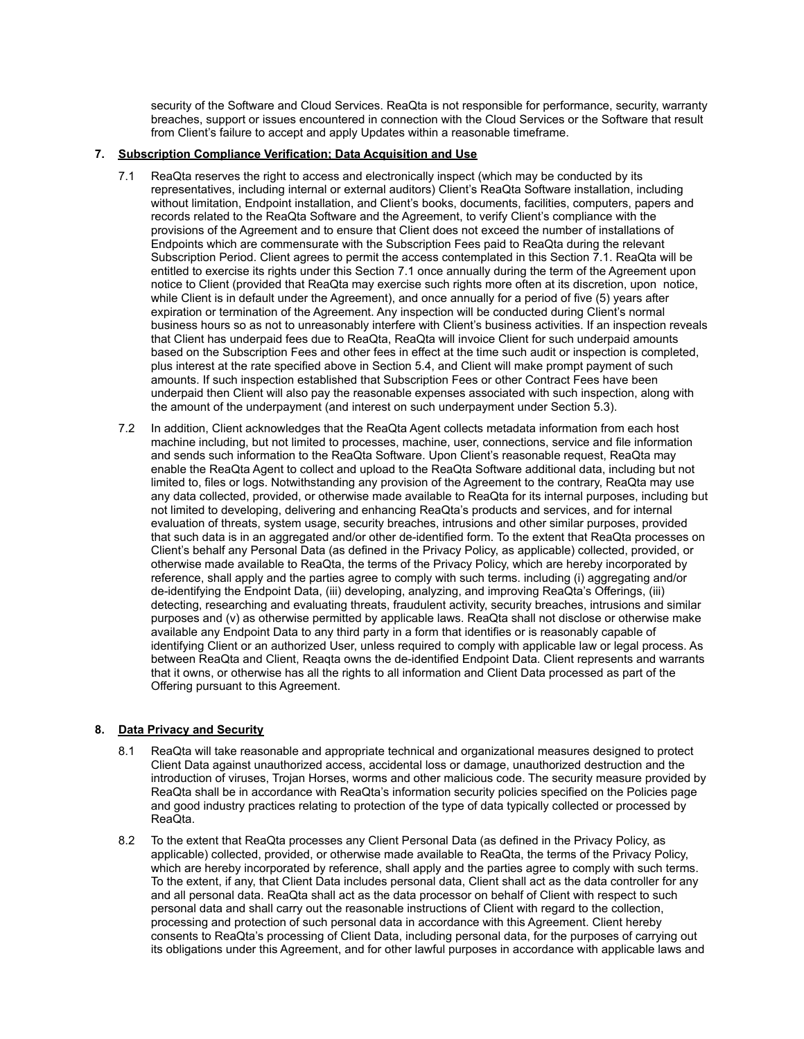security of the Software and Cloud Services. ReaQta is not responsible for performance, security, warranty breaches, support or issues encountered in connection with the Cloud Services or the Software that result from Client's failure to accept and apply Updates within a reasonable timeframe.

**7. Subscription Compliance Verification; Data Acquisition and Use**

7.1 ReaQta reserves the right to access and electronically inspect (which may be conducted by its representatives, including internal or external auditors) Client's ReaQta Software installation, including without limitation, Endpoint installation, and Client's books, documents, facilities, computers, papers and records related to the ReaQta Software and the Agreement, to verify Client's compliance with the provisions of the Agreement and to ensure that Client does not exceed the number of installations of Endpoints which are commensurate with the Subscription Fees paid to ReaQta during the relevant Subscription Period. Client agrees to permit the access contemplated in this Section 7.1. ReaQta will be entitled to exercise its rights under this Section 7.1 once annually during the term of the Agreement upon notice to Client (provided that ReaQta may exercise such rights more often at its discretion, upon notice, while Client is in default under the Agreement), and once annually for a period of five (5) years after expiration or termination of the Agreement. Any inspection will be conducted during Client's normal business hours so as not to unreasonably interfere with Client's business activities. If an inspection reveals that Client has underpaid fees due to ReaQta, ReaQta will invoice Client for such underpaid amounts based on the Subscription Fees and other fees in effect at the time such audit or inspection is completed, plus interest at the rate specified above in Section 5.4, and Client will make prompt payment of such amounts. If such inspection established that Subscription Fees or other Contract Fees have been underpaid then Client will also pay the reasonable expenses associated with such inspection, along with the amount of the underpayment (and interest on such underpayment under Section 5.3).

7.2 In addition, Client acknowledges that the ReaQta Agent collects metadata information from each host machine including, but not limited to processes, machine, user, connections, service and file information and sends such information to the ReaQta Software. Upon Client's reasonable request, ReaQta may enable the ReaQta Agent to collect and upload to the ReaQta Software additional data, including but not limited to, files or logs. Notwithstanding any provision of the Agreement to the contrary, ReaQta may use any data collected, provided, or otherwise made available to ReaQta for its internal purposes, including but not limited to developing, delivering and enhancing ReaQta's products and services, and for internal evaluation of threats, system usage, security breaches, intrusions and other similar purposes, provided that such data is in an aggregated and/or other de-identified form. To the extent that ReaQta processes on Client's behalf any Personal Data (as defined in the Privacy Policy, as applicable) collected, provided, or otherwise made available to ReaQta, the terms of the Privacy Policy, which are hereby incorporated by reference, shall apply and the parties agree to comply with such terms. including (i) aggregating and/or de-identifying the Endpoint Data, (iii) developing, analyzing, and improving ReaQta's Offerings, (iii) detecting, researching and evaluating threats, fraudulent activity, security breaches, intrusions and similar purposes and (v) as otherwise permitted by applicable laws. ReaQta shall not disclose or otherwise make available any Endpoint Data to any third party in a form that identifies or is reasonably capable of identifying Client or an authorized User, unless required to comply with applicable law or legal process. As between ReaQta and Client, Reaqta owns the de-identified Endpoint Data. Client represents and warrants that it owns, or otherwise has all the rights to all information and Client Data processed as part of the Offering pursuant to this Agreement.

**8. Data Privacy and Security**

8.1 ReaQta will take reasonable and appropriate technical and organizational measures designed to protect Client Data against unauthorized access, accidental loss or damage, unauthorized destruction and the introduction of viruses, Trojan Horses, worms and other malicious code. The security measure provided by ReaQta shall be in accordance with ReaQta's information security policies specified on the Policies page and good industry practices relating to protection of the type of data typically collected or processed by ReaQta.

8.2 To the extent that ReaQta processes any Client Personal Data (as defined in the Privacy Policy, as applicable) collected, provided, or otherwise made available to ReaQta, the terms of the Privacy Policy, which are hereby incorporated by reference, shall apply and the parties agree to comply with such terms. To the extent, if any, that Client Data includes personal data, Client shall act as the data controller for any and all personal data. ReaQta shall act as the data processor on behalf of Client with respect to such personal data and shall carry out the reasonable instructions of Client with regard to the collection, processing and protection of such personal data in accordance with this Agreement. Client hereby consents to ReaQta's processing of Client Data, including personal data, for the purposes of carrying out its obligations under this Agreement, and for other lawful purposes in accordance with applicable laws and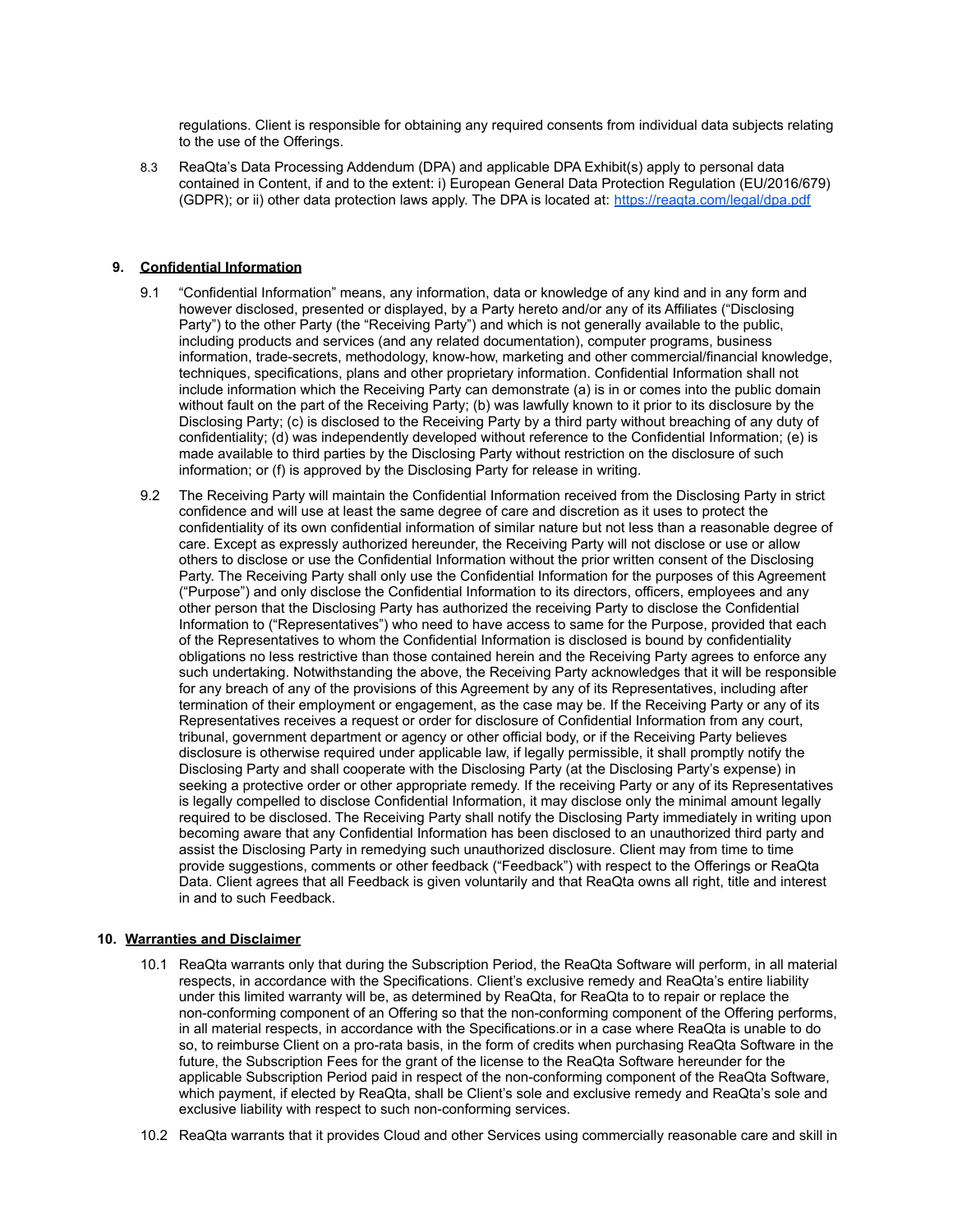regulations. Client is responsible for obtaining any required consents from individual data subjects relating to the use of the Offerings.

8.3 ReaQta's Data Processing Addendum (DPA) and applicable DPA Exhibit(s) apply to personal data contained in Content, if and to the extent: i) European General Data Protection Regulation (EU/2016/679) (GDPR); or ii) other data protection laws apply. The DPA is located at: https://reaqta.com/legal/dpa.pdf

## 9. Confidential Information

9.1 "Confidential Information" means, any information, data or knowledge of any kind and in any form and however disclosed, presented or displayed, by a Party hereto and/or any of its Affiliates ("Disclosing Party") to the other Party (the "Receiving Party") and which is not generally available to the public, including products and services (and any related documentation), computer programs, business information, trade-secrets, methodology, know-how, marketing and other commercial/financial knowledge, techniques, specifications, plans and other proprietary information. Confidential Information shall not include information which the Receiving Party can demonstrate (a) is in or comes into the public domain without fault on the part of the Receiving Party; (b) was lawfully known to it prior to its disclosure by the Disclosing Party; (c) is disclosed to the Receiving Party by a third party without breaching of any duty of confidentiality; (d) was independently developed without reference to the Confidential Information; (e) is made available to third parties by the Disclosing Party without restriction on the disclosure of such information; or (f) is approved by the Disclosing Party for release in writing.

9.2 The Receiving Party will maintain the Confidential Information received from the Disclosing Party in strict confidence and will use at least the same degree of care and discretion as it uses to protect the confidentiality of its own confidential information of similar nature but not less than a reasonable degree of care. Except as expressly authorized hereunder, the Receiving Party will not disclose or use or allow others to disclose or use the Confidential Information without the prior written consent of the Disclosing Party. The Receiving Party shall only use the Confidential Information for the purposes of this Agreement ("Purpose") and only disclose the Confidential Information to its directors, officers, employees and any other person that the Disclosing Party has authorized the receiving Party to disclose the Confidential Information to ("Representatives") who need to have access to same for the Purpose, provided that each of the Representatives to whom the Confidential Information is disclosed is bound by confidentiality obligations no less restrictive than those contained herein and the Receiving Party agrees to enforce any such undertaking. Notwithstanding the above, the Receiving Party acknowledges that it will be responsible for any breach of any of the provisions of this Agreement by any of its Representatives, including after termination of their employment or engagement, as the case may be. If the Receiving Party or any of its Representatives receives a request or order for disclosure of Confidential Information from any court, tribunal, government department or agency or other official body, or if the Receiving Party believes disclosure is otherwise required under applicable law, if legally permissible, it shall promptly notify the Disclosing Party and shall cooperate with the Disclosing Party (at the Disclosing Party's expense) in seeking a protective order or other appropriate remedy. If the receiving Party or any of its Representatives is legally compelled to disclose Confidential Information, it may disclose only the minimal amount legally required to be disclosed. The Receiving Party shall notify the Disclosing Party immediately in writing upon becoming aware that any Confidential Information has been disclosed to an unauthorized third party and assist the Disclosing Party in remedying such unauthorized disclosure. Client may from time to time provide suggestions, comments or other feedback ("Feedback") with respect to the Offerings or ReaQta Data. Client agrees that all Feedback is given voluntarily and that ReaQta owns all right, title and interest in and to such Feedback.

## 10. Warranties and Disclaimer

10.1 ReaQta warrants only that during the Subscription Period, the ReaQta Software will perform, in all material respects, in accordance with the Specifications. Client's exclusive remedy and ReaQta's entire liability under this limited warranty will be, as determined by ReaQta, for ReaQta to to repair or replace the non-conforming component of an Offering so that the non-conforming component of the Offering performs, in all material respects, in accordance with the Specifications.or in a case where ReaQta is unable to do so, to reimburse Client on a pro-rata basis, in the form of credits when purchasing ReaQta Software in the future, the Subscription Fees for the grant of the license to the ReaQta Software hereunder for the applicable Subscription Period paid in respect of the non-conforming component of the ReaQta Software, which payment, if elected by ReaQta, shall be Client's sole and exclusive remedy and ReaQta's sole and exclusive liability with respect to such non-conforming services.

10.2 ReaQta warrants that it provides Cloud and other Services using commercially reasonable care and skill in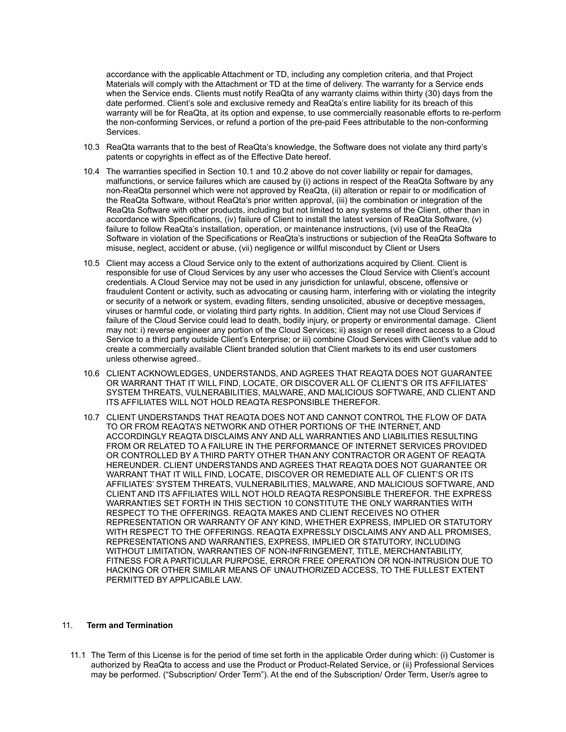accordance with the applicable Attachment or TD, including any completion criteria, and that Project Materials will comply with the Attachment or TD at the time of delivery. The warranty for a Service ends when the Service ends. Clients must notify ReaQta of any warranty claims within thirty (30) days from the date performed. Client's sole and exclusive remedy and ReaQta's entire liability for its breach of this warranty will be for ReaQta, at its option and expense, to use commercially reasonable efforts to re-perform the non-conforming Services, or refund a portion of the pre-paid Fees attributable to the non-conforming Services.

10.3 ReaQta warrants that to the best of ReaQta's knowledge, the Software does not violate any third party's patents or copyrights in effect as of the Effective Date hereof.

10.4 The warranties specified in Section 10.1 and 10.2 above do not cover liability or repair for damages, malfunctions, or service failures which are caused by (i) actions in respect of the ReaQta Software by any non-ReaQta personnel which were not approved by ReaQta, (ii) alteration or repair to or modification of the ReaQta Software, without ReaQta's prior written approval, (iii) the combination or integration of the ReaQta Software with other products, including but not limited to any systems of the Client, other than in accordance with Specifications, (iv) failure of Client to install the latest version of ReaQta Software, (v) failure to follow ReaQta's installation, operation, or maintenance instructions, (vi) use of the ReaQta Software in violation of the Specifications or ReaQta's instructions or subjection of the ReaQta Software to misuse, neglect, accident or abuse, (vii) negligence or willful misconduct by Client or Users

10.5 Client may access a Cloud Service only to the extent of authorizations acquired by Client. Client is responsible for use of Cloud Services by any user who accesses the Cloud Service with Client's account credentials. A Cloud Service may not be used in any jurisdiction for unlawful, obscene, offensive or fraudulent Content or activity, such as advocating or causing harm, interfering with or violating the integrity or security of a network or system, evading filters, sending unsolicited, abusive or deceptive messages, viruses or harmful code, or violating third party rights. In addition, Client may not use Cloud Services if failure of the Cloud Service could lead to death, bodily injury, or property or environmental damage. Client may not: i) reverse engineer any portion of the Cloud Services; ii) assign or resell direct access to a Cloud Service to a third party outside Client's Enterprise; or iii) combine Cloud Services with Client's value add to create a commercially available Client branded solution that Client markets to its end user customers unless otherwise agreed..

10.6 CLIENT ACKNOWLEDGES, UNDERSTANDS, AND AGREES THAT REAQTA DOES NOT GUARANTEE OR WARRANT THAT IT WILL FIND, LOCATE, OR DISCOVER ALL OF CLIENT'S OR ITS AFFILIATES' SYSTEM THREATS, VULNERABILITIES, MALWARE, AND MALICIOUS SOFTWARE, AND CLIENT AND ITS AFFILIATES WILL NOT HOLD REAQTA RESPONSIBLE THEREFOR.

10.7 CLIENT UNDERSTANDS THAT REAQTA DOES NOT AND CANNOT CONTROL THE FLOW OF DATA TO OR FROM REAQTA'S NETWORK AND OTHER PORTIONS OF THE INTERNET, AND ACCORDINGLY REAQTA DISCLAIMS ANY AND ALL WARRANTIES AND LIABILITIES RESULTING FROM OR RELATED TO A FAILURE IN THE PERFORMANCE OF INTERNET SERVICES PROVIDED OR CONTROLLED BY A THIRD PARTY OTHER THAN ANY CONTRACTOR OR AGENT OF REAQTA HEREUNDER. CLIENT UNDERSTANDS AND AGREES THAT REAQTA DOES NOT GUARANTEE OR WARRANT THAT IT WILL FIND, LOCATE, DISCOVER OR REMEDIATE ALL OF CLIENT'S OR ITS AFFILIATES' SYSTEM THREATS, VULNERABILITIES, MALWARE, AND MALICIOUS SOFTWARE, AND CLIENT AND ITS AFFILIATES WILL NOT HOLD REAQTA RESPONSIBLE THEREFOR. THE EXPRESS WARRANTIES SET FORTH IN THIS SECTION 10 CONSTITUTE THE ONLY WARRANTIES WITH RESPECT TO THE OFFERINGS. REAQTA MAKES AND CLIENT RECEIVES NO OTHER REPRESENTATION OR WARRANTY OF ANY KIND, WHETHER EXPRESS, IMPLIED OR STATUTORY WITH RESPECT TO THE OFFERINGS. REAQTA EXPRESSLY DISCLAIMS ANY AND ALL PROMISES, REPRESENTATIONS AND WARRANTIES, EXPRESS, IMPLIED OR STATUTORY, INCLUDING WITHOUT LIMITATION, WARRANTIES OF NON-INFRINGEMENT, TITLE, MERCHANTABILITY, FITNESS FOR A PARTICULAR PURPOSE, ERROR FREE OPERATION OR NON-INTRUSION DUE TO HACKING OR OTHER SIMILAR MEANS OF UNAUTHORIZED ACCESS, TO THE FULLEST EXTENT PERMITTED BY APPLICABLE LAW.

## 11. **Term and Termination**

11.1 The Term of this License is for the period of time set forth in the applicable Order during which: (i) Customer is authorized by ReaQta to access and use the Product or Product-Related Service, or (ii) Professional Services may be performed. ("Subscription/ Order Term"). At the end of the Subscription/ Order Term, User/s agree to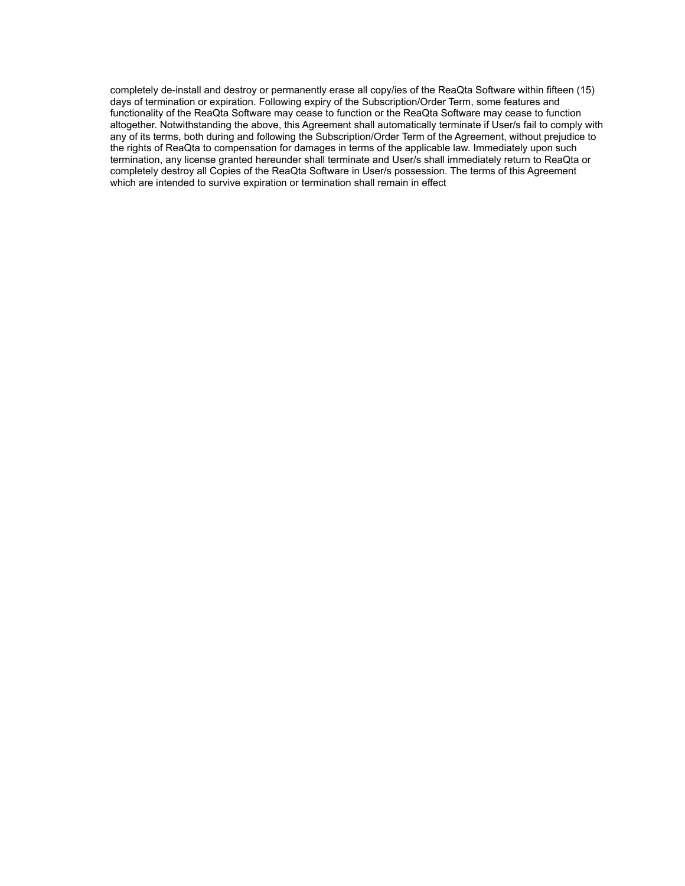completely de-install and destroy or permanently erase all copy/ies of the ReaQta Software within fifteen (15) days of termination or expiration. Following expiry of the Subscription/Order Term, some features and functionality of the ReaQta Software may cease to function or the ReaQta Software may cease to function altogether. Notwithstanding the above, this Agreement shall automatically terminate if User/s fail to comply with any of its terms, both during and following the Subscription/Order Term of the Agreement, without prejudice to the rights of ReaQta to compensation for damages in terms of the applicable law. Immediately upon such termination, any license granted hereunder shall terminate and User/s shall immediately return to ReaQta or completely destroy all Copies of the ReaQta Software in User/s possession. The terms of this Agreement which are intended to survive expiration or termination shall remain in effect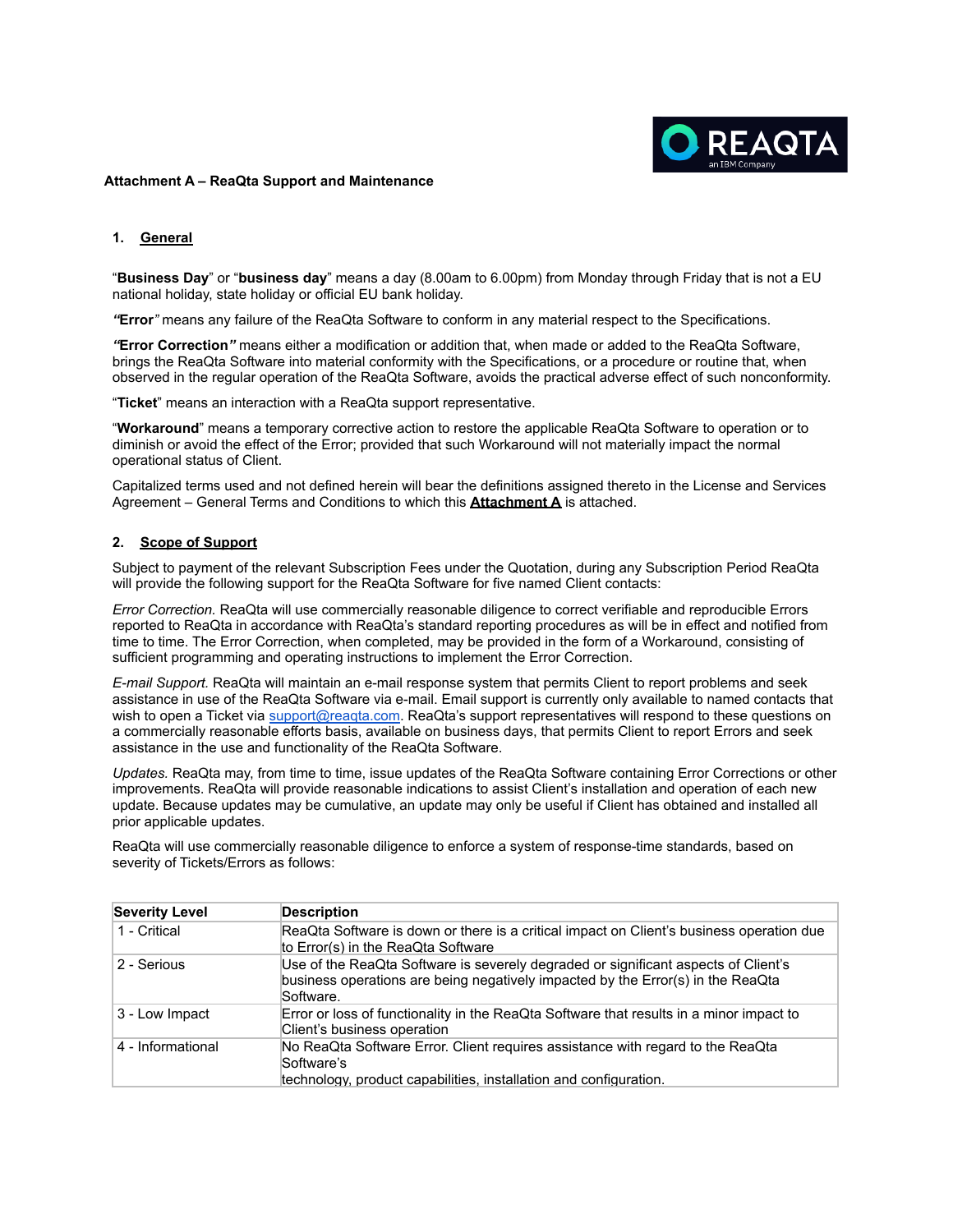**Attachment A – ReaQta Support and Maintenance**

## 1. General

"**Business Day**" or "**business day**" means a day (8.00am to 6.00pm) from Monday through Friday that is not a EU national holiday, state holiday or official EU bank holiday.

***"*****Error*****"*** means any failure of the ReaQta Software to conform in any material respect to the Specifications.

***"*****Error Correction*****"*** means either a modification or addition that, when made or added to the ReaQta Software, brings the ReaQta Software into material conformity with the Specifications, or a procedure or routine that, when observed in the regular operation of the ReaQta Software, avoids the practical adverse effect of such nonconformity.

"**Ticket**" means an interaction with a ReaQta support representative.

"**Workaround**" means a temporary corrective action to restore the applicable ReaQta Software to operation or to diminish or avoid the effect of the Error; provided that such Workaround will not materially impact the normal operational status of Client.

Capitalized terms used and not defined herein will bear the definitions assigned thereto in the License and Services Agreement – General Terms and Conditions to which this **Attachment A** is attached.

## 2. Scope of Support

Subject to payment of the relevant Subscription Fees under the Quotation, during any Subscription Period ReaQta will provide the following support for the ReaQta Software for five named Client contacts:

*Error Correction.* ReaQta will use commercially reasonable diligence to correct verifiable and reproducible Errors reported to ReaQta in accordance with ReaQta's standard reporting procedures as will be in effect and notified from time to time. The Error Correction, when completed, may be provided in the form of a Workaround, consisting of sufficient programming and operating instructions to implement the Error Correction.

*E-mail Support.* ReaQta will maintain an e-mail response system that permits Client to report problems and seek assistance in use of the ReaQta Software via e-mail. Email support is currently only available to named contacts that wish to open a Ticket via support@reaqta.com. ReaQta's support representatives will respond to these questions on a commercially reasonable efforts basis, available on business days, that permits Client to report Errors and seek assistance in the use and functionality of the ReaQta Software.

*Updates.* ReaQta may, from time to time, issue updates of the ReaQta Software containing Error Corrections or other improvements. ReaQta will provide reasonable indications to assist Client's installation and operation of each new update. Because updates may be cumulative, an update may only be useful if Client has obtained and installed all prior applicable updates.

ReaQta will use commercially reasonable diligence to enforce a system of response-time standards, based on severity of Tickets/Errors as follows:

| Severity Level | Description |
|---|---|
| 1 - Critical | ReaQta Software is down or there is a critical impact on Client's business operation due to Error(s) in the ReaQta Software |
| 2 - Serious | Use of the ReaQta Software is severely degraded or significant aspects of Client's business operations are being negatively impacted by the Error(s) in the ReaQta Software. |
| 3 - Low Impact | Error or loss of functionality in the ReaQta Software that results in a minor impact to Client's business operation |
| 4 - Informational | No ReaQta Software Error. Client requires assistance with regard to the ReaQta Software's technology, product capabilities, installation and configuration. |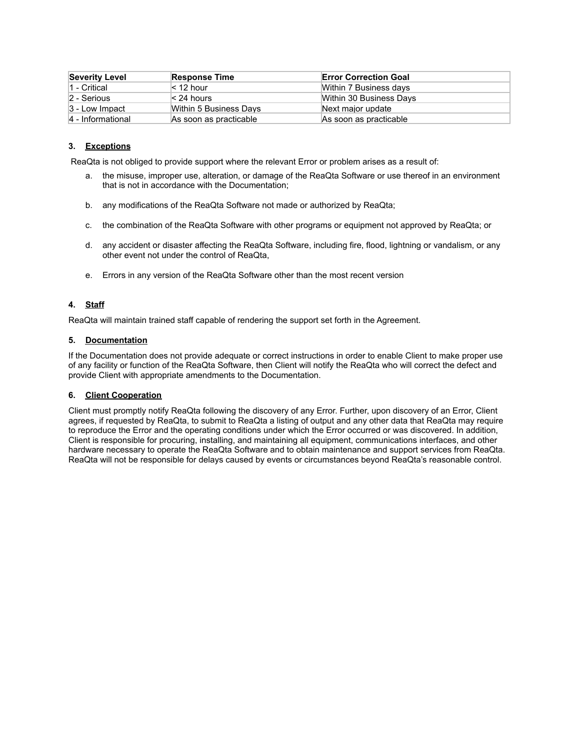| Severity Level | Response Time | Error Correction Goal |
| --- | --- | --- |
| 1 - Critical | < 12 hour | Within 7 Business days |
| 2 - Serious | < 24 hours | Within 30 Business Days |
| 3 - Low Impact | Within 5 Business Days | Next major update |
| 4 - Informational | As soon as practicable | As soon as practicable |

**3. Exceptions**

ReaQta is not obliged to provide support where the relevant Error or problem arises as a result of:

a. the misuse, improper use, alteration, or damage of the ReaQta Software or use thereof in an environment that is not in accordance with the Documentation;

b. any modifications of the ReaQta Software not made or authorized by ReaQta;

c. the combination of the ReaQta Software with other programs or equipment not approved by ReaQta; or

d. any accident or disaster affecting the ReaQta Software, including fire, flood, lightning or vandalism, or any other event not under the control of ReaQta,

e. Errors in any version of the ReaQta Software other than the most recent version

**4. Staff**

ReaQta will maintain trained staff capable of rendering the support set forth in the Agreement.

**5. Documentation**

If the Documentation does not provide adequate or correct instructions in order to enable Client to make proper use of any facility or function of the ReaQta Software, then Client will notify the ReaQta who will correct the defect and provide Client with appropriate amendments to the Documentation.

**6. Client Cooperation**

Client must promptly notify ReaQta following the discovery of any Error. Further, upon discovery of an Error, Client agrees, if requested by ReaQta, to submit to ReaQta a listing of output and any other data that ReaQta may require to reproduce the Error and the operating conditions under which the Error occurred or was discovered. In addition, Client is responsible for procuring, installing, and maintaining all equipment, communications interfaces, and other hardware necessary to operate the ReaQta Software and to obtain maintenance and support services from ReaQta. ReaQta will not be responsible for delays caused by events or circumstances beyond ReaQta's reasonable control.